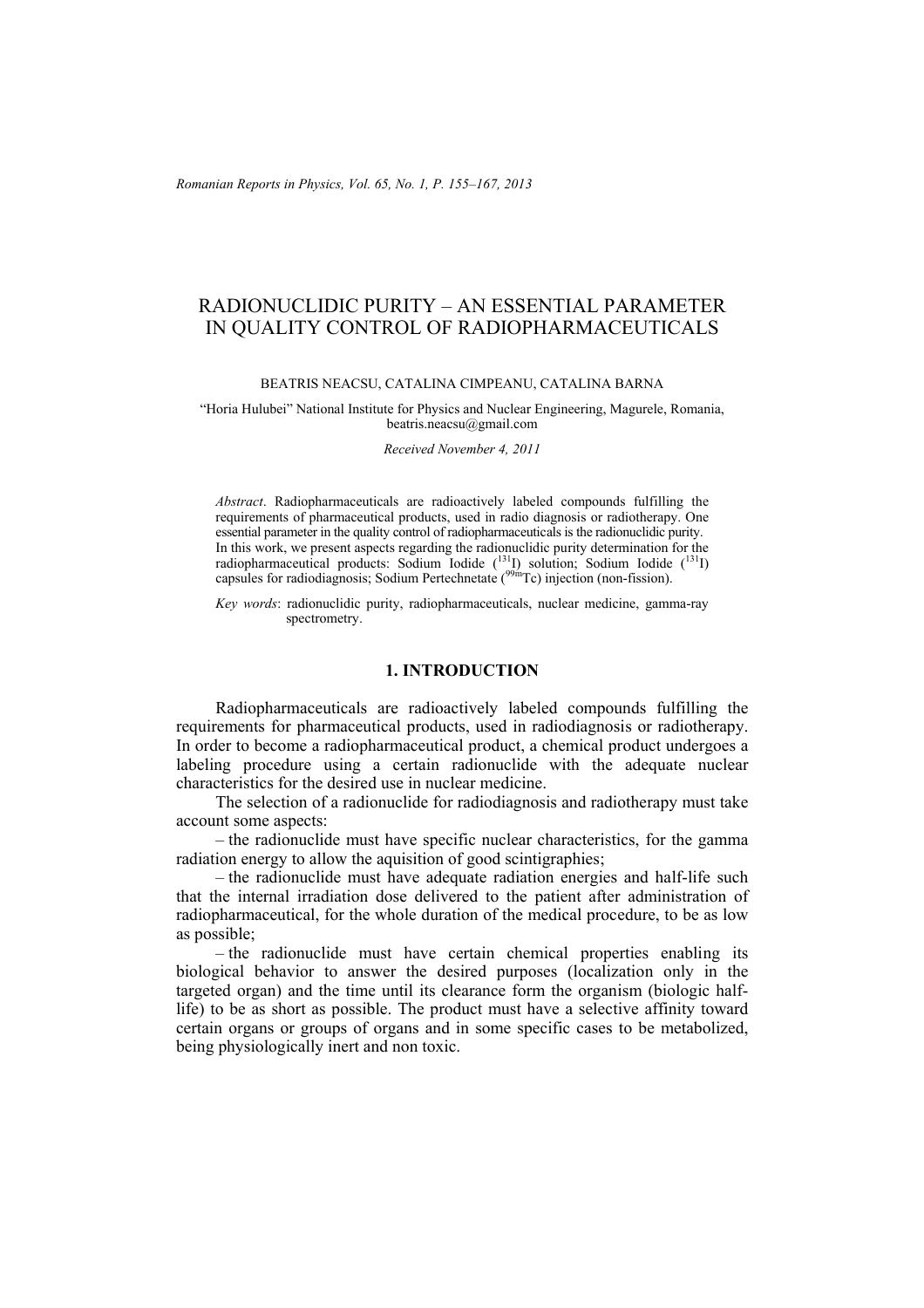# RADIONUCLIDIC PURITY – AN ESSENTIAL PARAMETER IN QUALITY CONTROL OF RADIOPHARMACEUTICALS

BEATRIS NEACSU, CATALINA CIMPEANU, CATALINA BARNA

"Horia Hulubei" National Institute for Physics and Nuclear Engineering, Magurele, Romania, beatris.neacsu@gmail.com

*Received November 4, 2011*

*Abstract*. Radiopharmaceuticals are radioactively labeled compounds fulfilling the requirements of pharmaceutical products, used in radio diagnosis or radiotherapy. One essential parameter in the quality control of radiopharmaceuticals is the radionuclidic purity. In this work, we present aspects regarding the radionuclidic purity determination for the radiopharmaceutical products: Sodium Iodide ($^{131}$I) solution; Sodium Iodide ($^{131}$I) capsules for radiodiagnosis; Sodium Pertechnetate ($^{99m}$Tc) injection (non-fission).

*Key words*: radionuclidic purity, radiopharmaceuticals, nuclear medicine, gamma-ray spectrometry.

## 1. INTRODUCTION

Radiopharmaceuticals are radioactively labeled compounds fulfilling the requirements for pharmaceutical products, used in radiodiagnosis or radiotherapy. In order to become a radiopharmaceutical product, a chemical product undergoes a labeling procedure using a certain radionuclide with the adequate nuclear characteristics for the desired use in nuclear medicine.

The selection of a radionuclide for radiodiagnosis and radiotherapy must take account some aspects:

– the radionuclide must have specific nuclear characteristics, for the gamma radiation energy to allow the aquisition of good scintigraphies;

– the radionuclide must have adequate radiation energies and half-life such that the internal irradiation dose delivered to the patient after administration of radiopharmaceutical, for the whole duration of the medical procedure, to be as low as possible;

– the radionuclide must have certain chemical properties enabling its biological behavior to answer the desired purposes (localization only in the targeted organ) and the time until its clearance form the organism (biologic half-life) to be as short as possible. The product must have a selective affinity toward certain organs or groups of organs and in some specific cases to be metabolized, being physiologically inert and non toxic.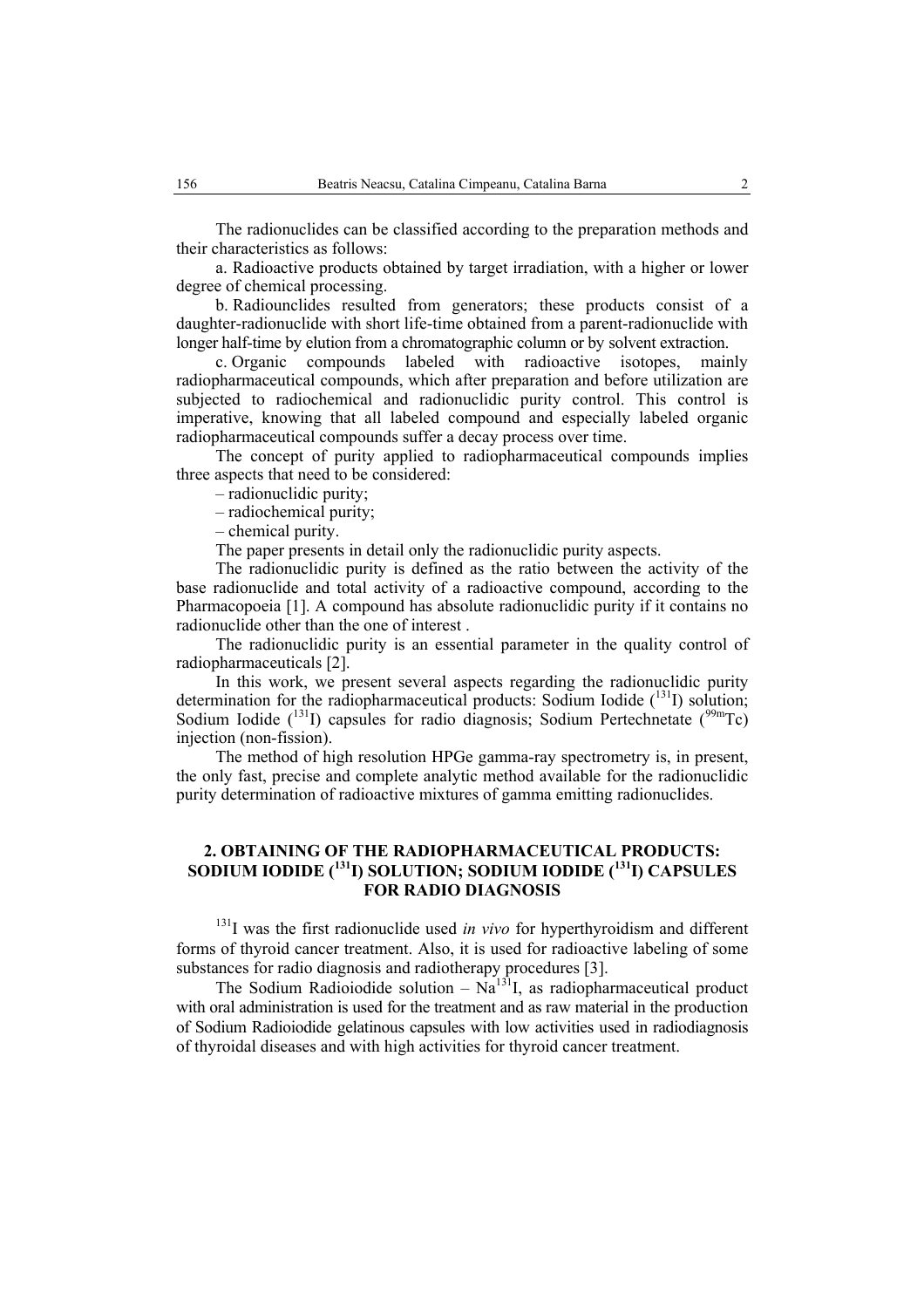The radionuclides can be classified according to the preparation methods and their characteristics as follows:

a. Radioactive products obtained by target irradiation, with a higher or lower degree of chemical processing.

b. Radiounclides resulted from generators; these products consist of a daughter-radionuclide with short life-time obtained from a parent-radionuclide with longer half-time by elution from a chromatographic column or by solvent extraction.

c. Organic compounds labeled with radioactive isotopes, mainly radiopharmaceutical compounds, which after preparation and before utilization are subjected to radiochemical and radionuclidic purity control. This control is imperative, knowing that all labeled compound and especially labeled organic radiopharmaceutical compounds suffer a decay process over time.

The concept of purity applied to radiopharmaceutical compounds implies three aspects that need to be considered:

– radionuclidic purity;

– radiochemical purity;

– chemical purity.

The paper presents in detail only the radionuclidic purity aspects.

The radionuclidic purity is defined as the ratio between the activity of the base radionuclide and total activity of a radioactive compound, according to the Pharmacopoeia [1]. A compound has absolute radionuclidic purity if it contains no radionuclide other than the one of interest .

The radionuclidic purity is an essential parameter in the quality control of radiopharmaceuticals [2].

In this work, we present several aspects regarding the radionuclidic purity determination for the radiopharmaceutical products: Sodium Iodide ($^{131}I$) solution; Sodium Iodide ($^{131}I$) capsules for radio diagnosis; Sodium Pertechnetate ($^{99m}Tc$) injection (non-fission).

The method of high resolution HPGe gamma-ray spectrometry is, in present, the only fast, precise and complete analytic method available for the radionuclidic purity determination of radioactive mixtures of gamma emitting radionuclides.

## 2. OBTAINING OF THE RADIOPHARMACEUTICAL PRODUCTS: SODIUM IODIDE ($^{131}I$) SOLUTION; SODIUM IODIDE ($^{131}I$) CAPSULES FOR RADIO DIAGNOSIS

$^{131}I$ was the first radionuclide used *in vivo* for hyperthyroidism and different forms of thyroid cancer treatment. Also, it is used for radioactive labeling of some substances for radio diagnosis and radiotherapy procedures [3].

The Sodium Radioiodide solution – $Na^{131}I$, as radiopharmaceutical product with oral administration is used for the treatment and as raw material in the production of Sodium Radioiodide gelatinous capsules with low activities used in radiodiagnosis of thyroidal diseases and with high activities for thyroid cancer treatment.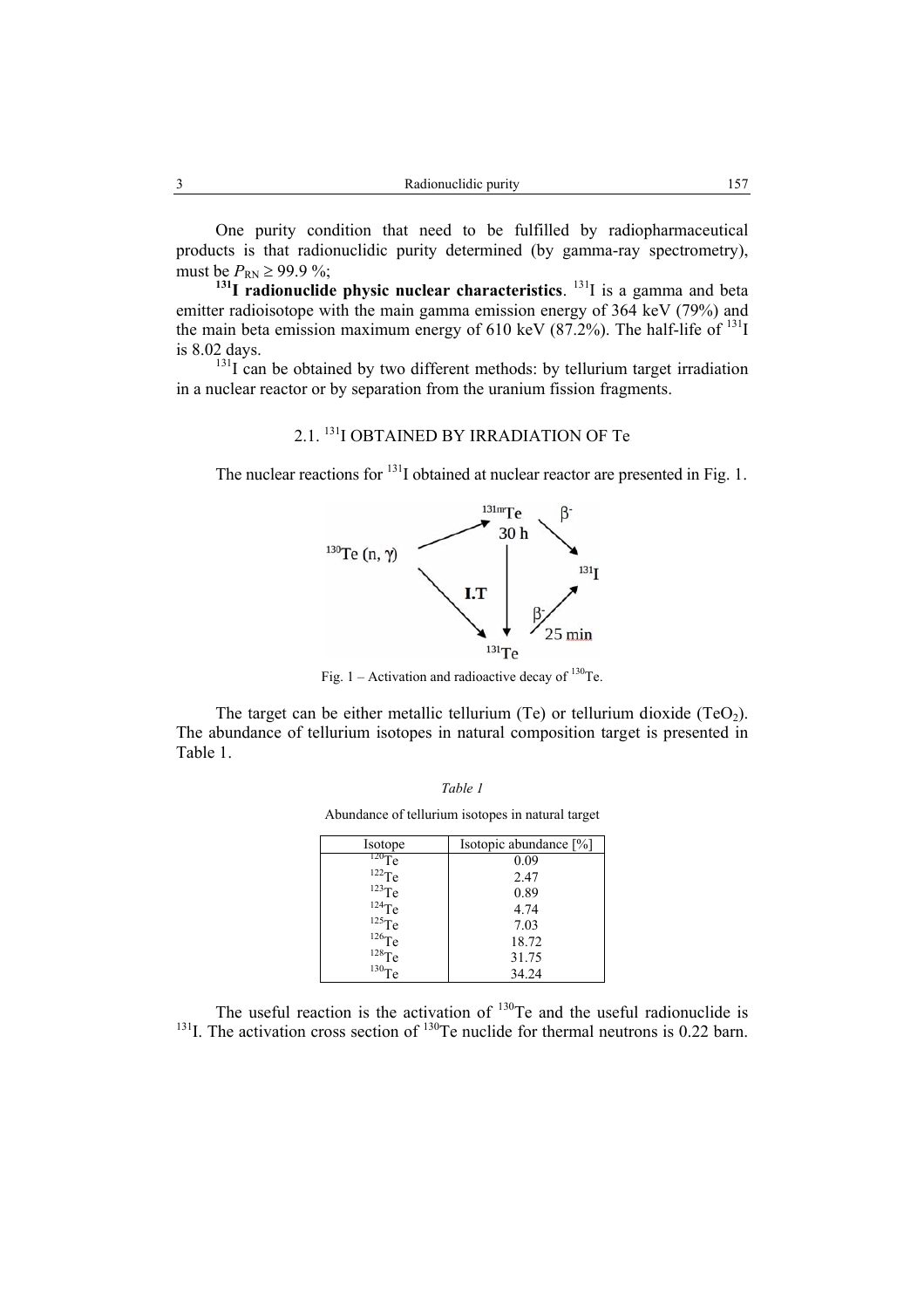One purity condition that need to be fulfilled by radiopharmaceutical products is that radionuclidic purity determined (by gamma-ray spectrometry), must be $P_{RN} \geq 99.9$ %;

**$^{131}$I radionuclide physic nuclear characteristics**. $^{131}$I is a gamma and beta emitter radioisotope with the main gamma emission energy of 364 keV (79%) and the main beta emission maximum energy of 610 keV (87.2%). The half-life of $^{131}$I is 8.02 days.

$^{131}$I can be obtained by two different methods: by tellurium target irradiation in a nuclear reactor or by separation from the uranium fission fragments.

## 2.1. $^{131}$I OBTAINED BY IRRADIATION OF Te

The nuclear reactions for $^{131}$I obtained at nuclear reactor are presented in Fig. 1.

Fig. 1 – Activation and radioactive decay of $^{130}$Te.

The target can be either metallic tellurium (Te) or tellurium dioxide ($TeO_2$). The abundance of tellurium isotopes in natural composition target is presented in Table 1.

*Table 1*

Abundance of tellurium isotopes in natural target

| Isotope | Isotopic abundance [%] |
|---|---|
| $^{120}$Te | 0.09 |
| $^{122}$Te | 2.47 |
| $^{123}$Te | 0.89 |
| $^{124}$Te | 4.74 |
| $^{125}$Te | 7.03 |
| $^{126}$Te | 18.72 |
| $^{128}$Te | 31.75 |
| $^{130}$Te | 34.24 |

The useful reaction is the activation of $^{130}$Te and the useful radionuclide is $^{131}$I. The activation cross section of $^{130}$Te nuclide for thermal neutrons is 0.22 barn.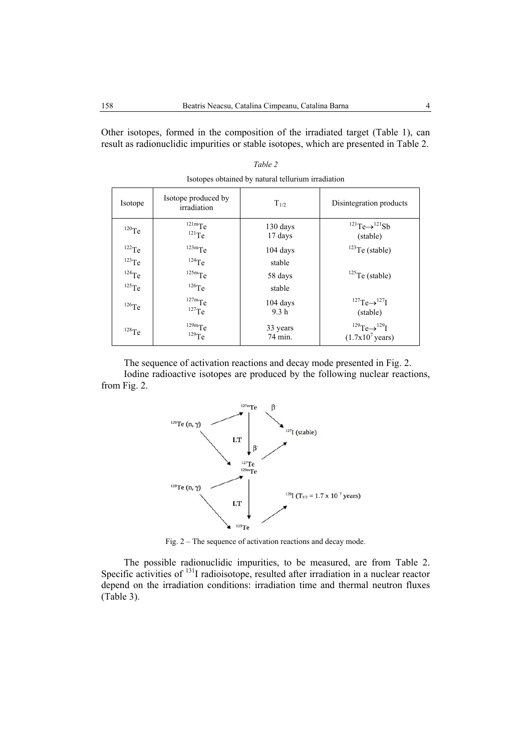Other isotopes, formed in the composition of the irradiated target (Table 1), can result as radionuclidic impurities or stable isotopes, which are presented in Table 2.

*Table 2*

Isotopes obtained by natural tellurium irradiation

| Isotope | Isotope produced by irradiation | $T_{1/2}$ | Disintegration products |
|---|---|---|---|
| $^{120}Te$ | $^{121m}Te$<br>$^{121}Te$ | 130 days<br>17 days | $^{121}Te \rightarrow ^{121}Sb$<br>(stable) |
| $^{122}Te$ | $^{123m}Te$ | 104 days | $^{123}Te$ (stable) |
| $^{123}Te$ | $^{124}Te$ | stable | |
| $^{124}Te$ | $^{125m}Te$ | 58 days | $^{125}Te$ (stable) |
| $^{125}Te$ | $^{126}Te$ | stable | |
| $^{126}Te$ | $^{127m}Te$<br>$^{127}Te$ | 104 days<br>9.3 h | $^{127}Te \rightarrow ^{127}I$<br>(stable) |
| $^{128}Te$ | $^{129m}Te$<br>$^{129}Te$ | 33 years<br>74 min. | $^{129}Te \rightarrow ^{129}I$<br>($1.7 \times 10^{7}$ years) |

The sequence of activation reactions and decay mode presented in Fig. 2.

Iodine radioactive isotopes are produced by the following nuclear reactions, from Fig. 2.

Fig. 2 – The sequence of activation reactions and decay mode.

The possible radionuclidic impurities, to be measured, are from Table 2. Specific activities of $^{131}I$ radioisotope, resulted after irradiation in a nuclear reactor depend on the irradiation conditions: irradiation time and thermal neutron fluxes (Table 3).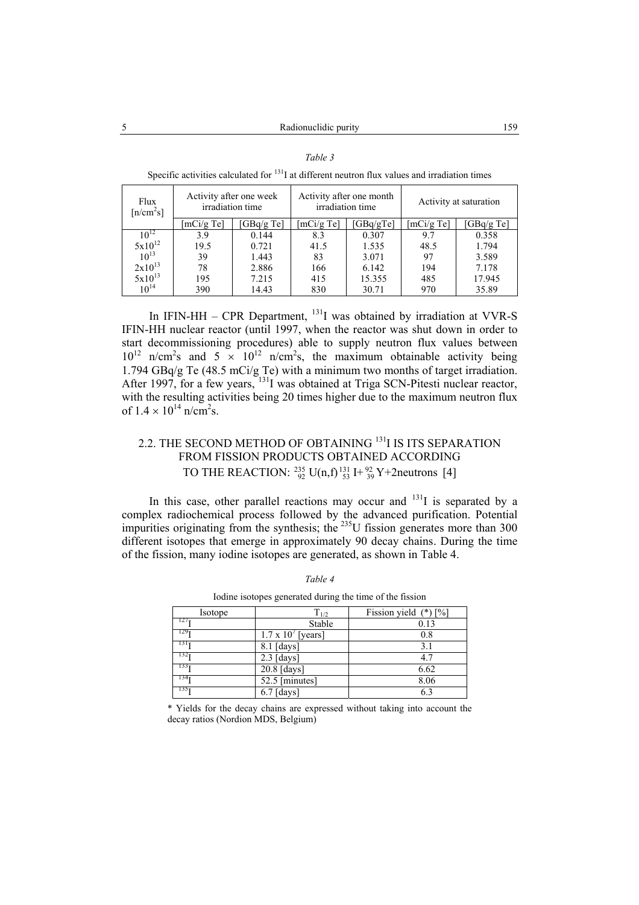*Table 3*

Specific activities calculated for $^{131}I$ at different neutron flux values and irradiation times

| Flux [n/cm$^2$s] | Activity after one week irradiation time | | Activity after one month irradiation time | | Activity at saturation | |
|---|---|---|---|---|---|---|
| | [mCi/g Te] | [GBq/g Te] | [mCi/g Te] | [GBq/gTe] | [mCi/g Te] | [GBq/g Te] |
| $10^{12}$ | 3.9 | 0.144 | 8.3 | 0.307 | 9.7 | 0.358 |
| $5x10^{12}$ | 19.5 | 0.721 | 41.5 | 1.535 | 48.5 | 1.794 |
| $10^{13}$ | 39 | 1.443 | 83 | 3.071 | 97 | 3.589 |
| $2x10^{13}$ | 78 | 2.886 | 166 | 6.142 | 194 | 7.178 |
| $5x10^{13}$ | 195 | 7.215 | 415 | 15.355 | 485 | 17.945 |
| $10^{14}$ | 390 | 14.43 | 830 | 30.71 | 970 | 35.89 |

In IFIN-HH – CPR Department, $^{131}I$ was obtained by irradiation at VVR-S IFIN-HH nuclear reactor (until 1997, when the reactor was shut down in order to start decommissioning procedures) able to supply neutron flux values between $10^{12}$ n/cm$^2$s and $5 \times 10^{12}$ n/cm$^2$s, the maximum obtainable activity being 1.794 GBq/g Te (48.5 mCi/g Te) with a minimum two months of target irradiation. After 1997, for a few years, $^{131}I$ was obtained at Triga SCN-Pitesti nuclear reactor, with the resulting activities being 20 times higher due to the maximum neutron flux of $1.4 \times 10^{14}$ n/cm$^2$s.

## 2.2. THE SECOND METHOD OF OBTAINING $^{131}I$ IS ITS SEPARATION FROM FISSION PRODUCTS OBTAINED ACCORDING TO THE REACTION: $^{235}_{92}U(n,f)^{131}_{53}I + ^{92}_{39}Y$+2neutrons [4]

In this case, other parallel reactions may occur and $^{131}I$ is separated by a complex radiochemical process followed by the advanced purification. Potential impurities originating from the synthesis; the $^{235}U$ fission generates more than 300 different isotopes that emerge in approximately 90 decay chains. During the time of the fission, many iodine isotopes are generated, as shown in Table 4.

*Table 4*

Iodine isotopes generated during the time of the fission

| Isotope | $T_{1/2}$ | Fission yield (*) [%] |
|---|---|---|
| $^{127}I$ | Stable | 0.13 |
| $^{129}I$ | $1.7 \times 10^7$ [years] | 0.8 |
| $^{131}I$ | 8.1 [days] | 3.1 |
| $^{132}I$ | 2.3 [days] | 4.7 |
| $^{133}I$ | 20.8 [days] | 6.62 |
| $^{134}I$ | 52.5 [minutes] | 8.06 |
| $^{135}I$ | 6.7 [days] | 6.3 |

\* Yields for the decay chains are expressed without taking into account the decay ratios (Nordion MDS, Belgium)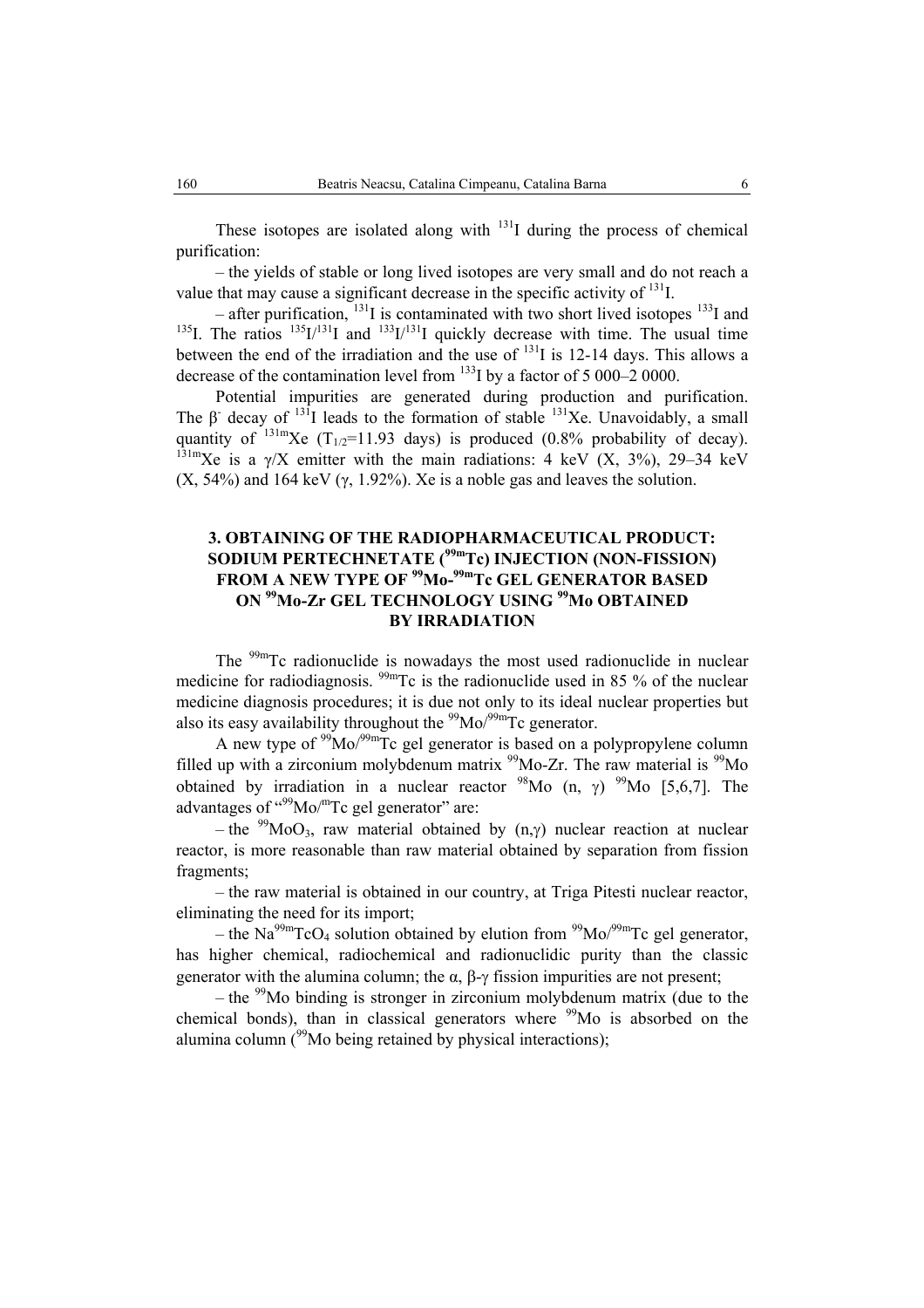These isotopes are isolated along with $^{131}I$ during the process of chemical purification:

– the yields of stable or long lived isotopes are very small and do not reach a value that may cause a significant decrease in the specific activity of $^{131}I$.

– after purification, $^{131}I$ is contaminated with two short lived isotopes $^{133}I$ and $^{135}I$. The ratios $^{135}I/^{131}I$ and $^{133}I/^{131}I$ quickly decrease with time. The usual time between the end of the irradiation and the use of $^{131}I$ is 12-14 days. This allows a decrease of the contamination level from $^{133}I$ by a factor of 5 000–2 0000.

Potential impurities are generated during production and purification. The $\beta^-$ decay of $^{131}I$ leads to the formation of stable $^{131}Xe$. Unavoidably, a small quantity of $^{131m}Xe$ ($T_{1/2}$=11.93 days) is produced (0.8% probability of decay). $^{131m}Xe$ is a $\gamma$/X emitter with the main radiations: 4 keV (X, 3%), 29–34 keV (X, 54%) and 164 keV ($\gamma$, 1.92%). Xe is a noble gas and leaves the solution.

## 3. OBTAINING OF THE RADIOPHARMACEUTICAL PRODUCT: SODIUM PERTECHNETATE ($^{99m}$Tc) INJECTION (NON-FISSION) FROM A NEW TYPE OF $^{99}$Mo-$^{99m}$Tc GEL GENERATOR BASED ON $^{99}$Mo-Zr GEL TECHNOLOGY USING $^{99}$Mo OBTAINED BY IRRADIATION

The $^{99m}Tc$ radionuclide is nowadays the most used radionuclide in nuclear medicine for radiodiagnosis. $^{99m}Tc$ is the radionuclide used in 85 % of the nuclear medicine diagnosis procedures; it is due not only to its ideal nuclear properties but also its easy availability throughout the $^{99}Mo/^{99m}Tc$ generator.

A new type of $^{99}Mo/^{99m}Tc$ gel generator is based on a polypropylene column filled up with a zirconium molybdenum matrix $^{99}$Mo-Zr. The raw material is $^{99}Mo$ obtained by irradiation in a nuclear reactor $^{98}Mo$ (n, $\gamma$) $^{99}Mo$ [5,6,7]. The advantages of "$^{99}Mo/^{m}Tc$ gel generator" are:

– the $^{99}MoO_3$, raw material obtained by (n,$\gamma$) nuclear reaction at nuclear reactor, is more reasonable than raw material obtained by separation from fission fragments;

– the raw material is obtained in our country, at Triga Pitesti nuclear reactor, eliminating the need for its import;

– the $Na^{99m}TcO_4$ solution obtained by elution from $^{99}Mo/^{99m}Tc$ gel generator, has higher chemical, radiochemical and radionuclidic purity than the classic generator with the alumina column; the $\alpha$, $\beta$-$\gamma$ fission impurities are not present;

– the $^{99}Mo$ binding is stronger in zirconium molybdenum matrix (due to the chemical bonds), than in classical generators where $^{99}Mo$ is absorbed on the alumina column ($^{99}Mo$ being retained by physical interactions);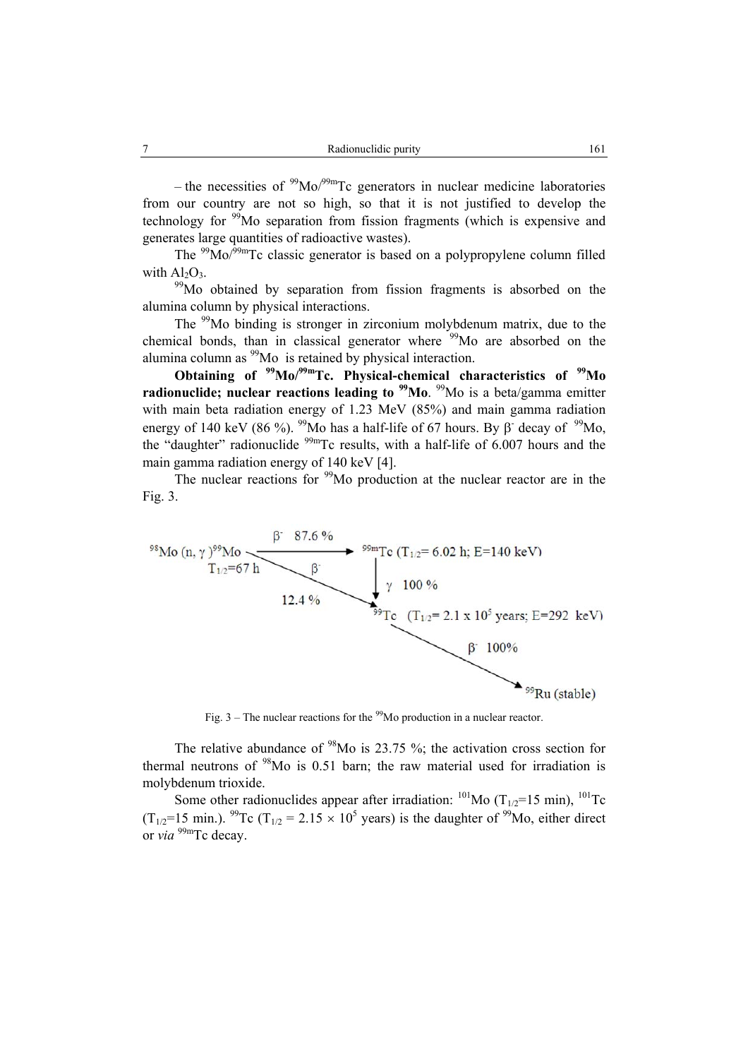– the necessities of $^{99}$Mo/$^{99m}$Tc generators in nuclear medicine laboratories from our country are not so high, so that it is not justified to develop the technology for $^{99}$Mo separation from fission fragments (which is expensive and generates large quantities of radioactive wastes).

The $^{99}$Mo/$^{99m}$Tc classic generator is based on a polypropylene column filled with $Al_2O_3$.

$^{99}$Mo obtained by separation from fission fragments is absorbed on the alumina column by physical interactions.

The $^{99}$Mo binding is stronger in zirconium molybdenum matrix, due to the chemical bonds, than in classical generator where $^{99}$Mo are absorbed on the alumina column as $^{99}$Mo is retained by physical interaction.

**Obtaining of $^{99}$Mo/$^{99m}$Tc. Physical-chemical characteristics of $^{99}$Mo radionuclide; nuclear reactions leading to $^{99}$Mo**. $^{99}$Mo is a beta/gamma emitter with main beta radiation energy of 1.23 MeV (85%) and main gamma radiation energy of 140 keV (86 %). $^{99}$Mo has a half-life of 67 hours. By $\beta^-$ decay of $^{99}$Mo, the "daughter" radionuclide $^{99m}$Tc results, with a half-life of 6.007 hours and the main gamma radiation energy of 140 keV [4].

The nuclear reactions for $^{99}$Mo production at the nuclear reactor are in the Fig. 3.

$^{98}$Mo (n, γ)$^{99}$Mo, $T_{1/2}$=67 h → $\beta^-$ 87.6 % → $^{99m}$Tc ($T_{1/2}$= 6.02 h; E=140 keV) → γ 100 % → $^{99}$Tc ($T_{1/2}$= 2.1 x $10^5$ years; E=292 keV) → $\beta^-$ 100% → $^{99}$Ru (stable)

$^{99}$Mo → $\beta^-$ 12.4 % → $^{99}$Tc

Fig. 3 – The nuclear reactions for the $^{99}$Mo production in a nuclear reactor.

The relative abundance of $^{98}$Mo is 23.75 %; the activation cross section for thermal neutrons of $^{98}$Mo is 0.51 barn; the raw material used for irradiation is molybdenum trioxide.

Some other radionuclides appear after irradiation: $^{101}$Mo ($T_{1/2}$=15 min), $^{101}$Tc ($T_{1/2}$=15 min.). $^{99}$Tc ($T_{1/2}$ = 2.15 × $10^5$ years) is the daughter of $^{99}$Mo, either direct or *via* $^{99m}$Tc decay.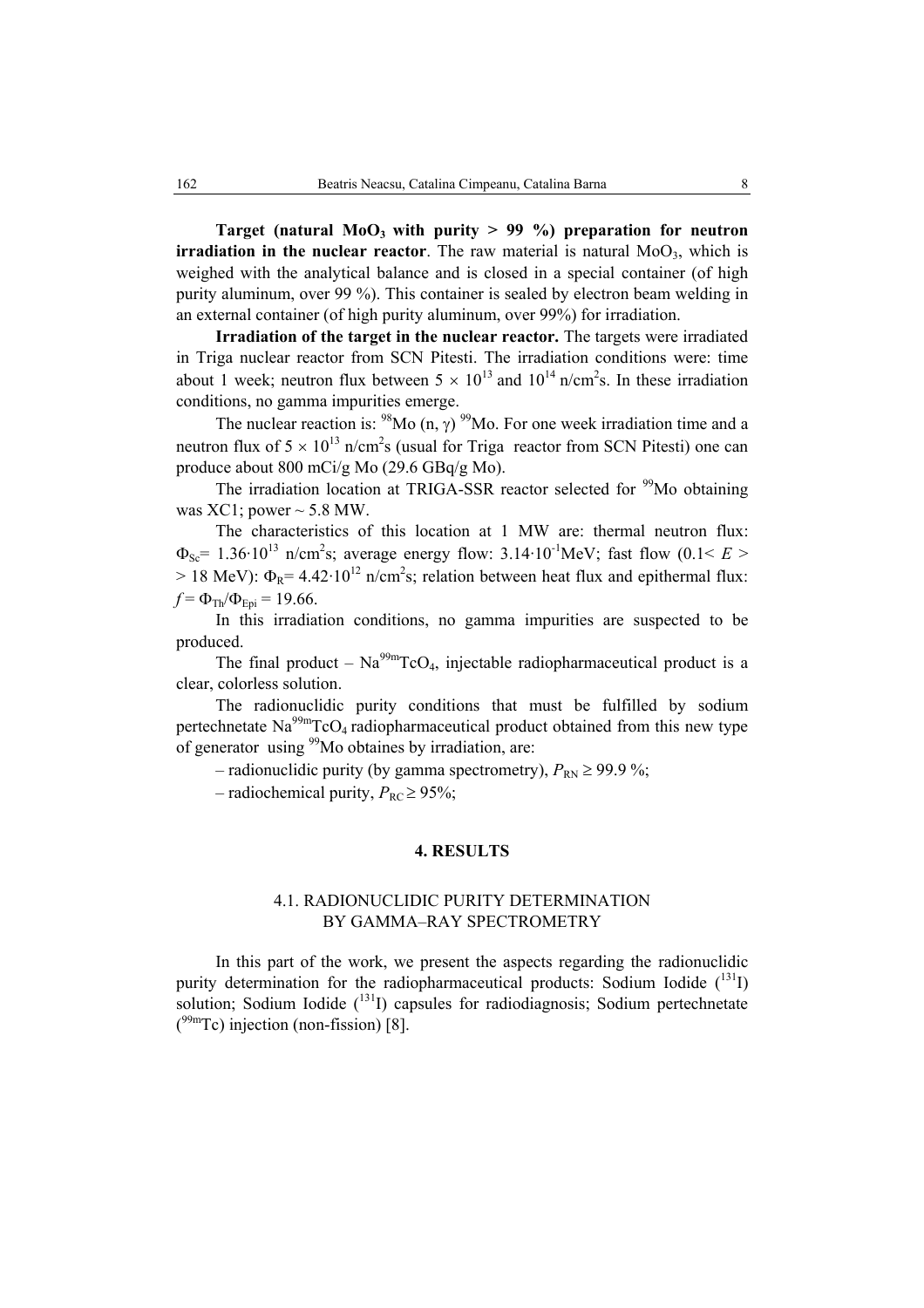**Target (natural $MoO_3$ with purity > 99 %) preparation for neutron irradiation in the nuclear reactor**. The raw material is natural $MoO_3$, which is weighed with the analytical balance and is closed in a special container (of high purity aluminum, over 99 %). This container is sealed by electron beam welding in an external container (of high purity aluminum, over 99%) for irradiation.

**Irradiation of the target in the nuclear reactor.** The targets were irradiated in Triga nuclear reactor from SCN Pitesti. The irradiation conditions were: time about 1 week; neutron flux between $5 \times 10^{13}$ and $10^{14}$ n/cm$^2$s. In these irradiation conditions, no gamma impurities emerge.

The nuclear reaction is: $^{98}$Mo (n, $\gamma$) $^{99}$Mo. For one week irradiation time and a neutron flux of $5 \times 10^{13}$ n/cm$^2$s (usual for Triga reactor from SCN Pitesti) one can produce about 800 mCi/g Mo (29.6 GBq/g Mo).

The irradiation location at TRIGA-SSR reactor selected for $^{99}$Mo obtaining was XC1; power ~ 5.8 MW.

The characteristics of this location at 1 MW are: thermal neutron flux: $\Phi_{Sc}= 1.36 \cdot 10^{13}$ n/cm$^2$s; average energy flow: $3.14 \cdot 10^{-1}$MeV; fast flow (0.1< $E$ > > 18 MeV): $\Phi_R= 4.42 \cdot 10^{12}$ n/cm$^2$s; relation between heat flux and epithermal flux: $f = \Phi_{Th}/\Phi_{Epi} = 19.66$.

In this irradiation conditions, no gamma impurities are suspected to be produced.

The final product – Na$^{99m}$TcO$_4$, injectable radiopharmaceutical product is a clear, colorless solution.

The radionuclidic purity conditions that must be fulfilled by sodium pertechnetate Na$^{99m}$TcO$_4$ radiopharmaceutical product obtained from this new type of generator using $^{99}$Mo obtaines by irradiation, are:

– radionuclidic purity (by gamma spectrometry), $P_{RN} \geq 99.9$ %;

– radiochemical purity, $P_{RC} \geq 95$%;

## 4. RESULTS

### 4.1. RADIONUCLIDIC PURITY DETERMINATION BY GAMMA–RAY SPECTROMETRY

In this part of the work, we present the aspects regarding the radionuclidic purity determination for the radiopharmaceutical products: Sodium Iodide ($^{131}$I) solution; Sodium Iodide ($^{131}$I) capsules for radiodiagnosis; Sodium pertechnetate ($^{99m}$Tc) injection (non-fission) [8].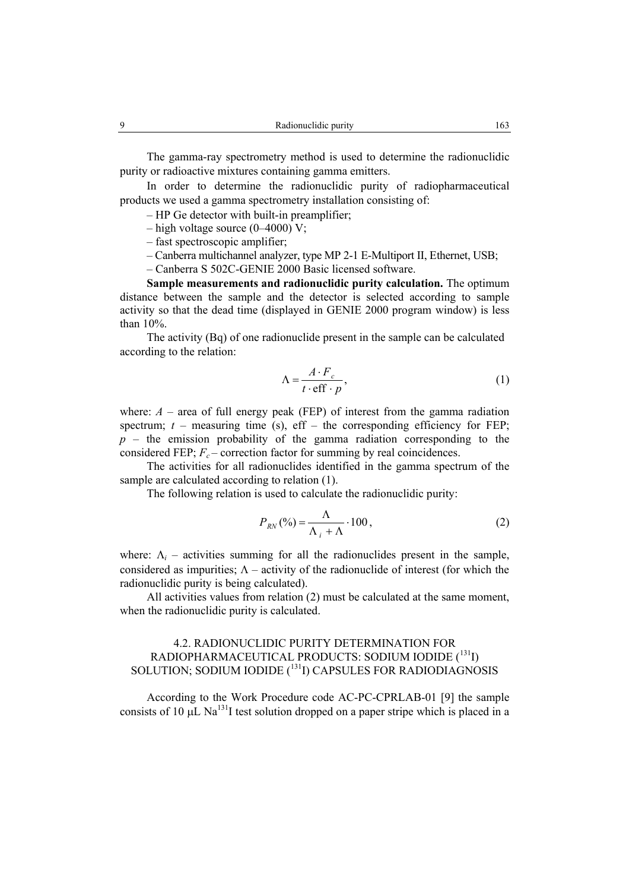The gamma-ray spectrometry method is used to determine the radionuclidic purity or radioactive mixtures containing gamma emitters.

In order to determine the radionuclidic purity of radiopharmaceutical products we used a gamma spectrometry installation consisting of:

– HP Ge detector with built-in preamplifier;
– high voltage source (0–4000) V;
– fast spectroscopic amplifier;
– Canberra multichannel analyzer, type MP 2-1 E-Multiport II, Ethernet, USB;
– Canberra S 502C-GENIE 2000 Basic licensed software.

**Sample measurements and radionuclidic purity calculation.** The optimum distance between the sample and the detector is selected according to sample activity so that the dead time (displayed in GENIE 2000 program window) is less than 10%.

The activity (Bq) of one radionuclide present in the sample can be calculated according to the relation:

$$\Lambda = \frac{A \cdot F_c}{t \cdot \text{eff} \cdot p}, \tag{1}$$

where: $A$ – area of full energy peak (FEP) of interest from the gamma radiation spectrum; $t$ – measuring time (s), eff – the corresponding efficiency for FEP; $p$ – the emission probability of the gamma radiation corresponding to the considered FEP; $F_c$ – correction factor for summing by real coincidences.

The activities for all radionuclides identified in the gamma spectrum of the sample are calculated according to relation (1).

The following relation is used to calculate the radionuclidic purity:

$$P_{RN}(\%) = \frac{\Lambda}{\Lambda_i + \Lambda} \cdot 100, \tag{2}$$

where: $\Lambda_i$ – activities summing for all the radionuclides present in the sample, considered as impurities; $\Lambda$ – activity of the radionuclide of interest (for which the radionuclidic purity is being calculated).

All activities values from relation (2) must be calculated at the same moment, when the radionuclidic purity is calculated.

## 4.2. RADIONUCLIDIC PURITY DETERMINATION FOR RADIOPHARMACEUTICAL PRODUCTS: SODIUM IODIDE ($^{131}$I) SOLUTION; SODIUM IODIDE ($^{131}$I) CAPSULES FOR RADIODIAGNOSIS

According to the Work Procedure code AC-PC-CPRLAB-01 [9] the sample consists of 10 μL Na$^{131}$I test solution dropped on a paper stripe which is placed in a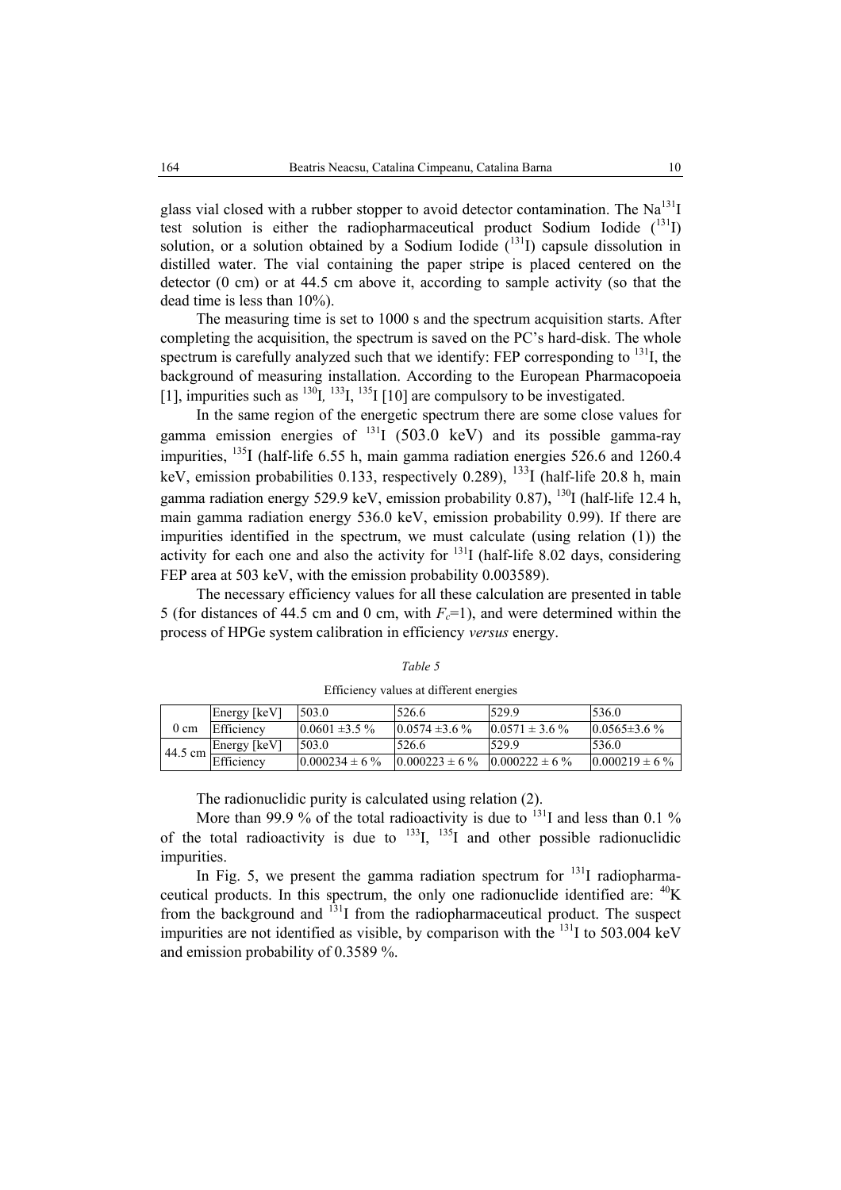glass vial closed with a rubber stopper to avoid detector contamination. The $Na^{131}I$ test solution is either the radiopharmaceutical product Sodium Iodide ($^{131}I$) solution, or a solution obtained by a Sodium Iodide ($^{131}I$) capsule dissolution in distilled water. The vial containing the paper stripe is placed centered on the detector (0 cm) or at 44.5 cm above it, according to sample activity (so that the dead time is less than 10%).

The measuring time is set to 1000 s and the spectrum acquisition starts. After completing the acquisition, the spectrum is saved on the PC's hard-disk. The whole spectrum is carefully analyzed such that we identify: FEP corresponding to $^{131}I$, the background of measuring installation. According to the European Pharmacopoeia [1], impurities such as $^{130}I$, $^{133}I$, $^{135}I$ [10] are compulsory to be investigated.

In the same region of the energetic spectrum there are some close values for gamma emission energies of $^{131}I$ (503.0 keV) and its possible gamma-ray impurities, $^{135}I$ (half-life 6.55 h, main gamma radiation energies 526.6 and 1260.4 keV, emission probabilities 0.133, respectively 0.289), $^{133}I$ (half-life 20.8 h, main gamma radiation energy 529.9 keV, emission probability 0.87), $^{130}I$ (half-life 12.4 h, main gamma radiation energy 536.0 keV, emission probability 0.99). If there are impurities identified in the spectrum, we must calculate (using relation (1)) the activity for each one and also the activity for $^{131}I$ (half-life 8.02 days, considering FEP area at 503 keV, with the emission probability 0.003589).

The necessary efficiency values for all these calculation are presented in table 5 (for distances of 44.5 cm and 0 cm, with $F_c$=1), and were determined within the process of HPGe system calibration in efficiency *versus* energy.

*Table 5*

Efficiency values at different energies

| | | | | | |
|---|---|---|---|---|---|
| 0 cm | Energy [keV] | 503.0 | 526.6 | 529.9 | 536.0 |
| | Efficiency | 0.0601 ±3.5 % | 0.0574 ±3.6 % | 0.0571 ± 3.6 % | 0.0565±3.6 % |
| 44.5 cm | Energy [keV] | 503.0 | 526.6 | 529.9 | 536.0 |
| | Efficiency | 0.000234 ± 6 % | 0.000223 ± 6 % | 0.000222 ± 6 % | 0.000219 ± 6 % |

The radionuclidic purity is calculated using relation (2).

More than 99.9 % of the total radioactivity is due to $^{131}I$ and less than 0.1 % of the total radioactivity is due to $^{133}I$, $^{135}I$ and other possible radionuclidic impurities.

In Fig. 5, we present the gamma radiation spectrum for $^{131}I$ radiopharmaceutical products. In this spectrum, the only one radionuclide identified are: $^{40}K$ from the background and $^{131}I$ from the radiopharmaceutical product. The suspect impurities are not identified as visible, by comparison with the $^{131}I$ to 503.004 keV and emission probability of 0.3589 %.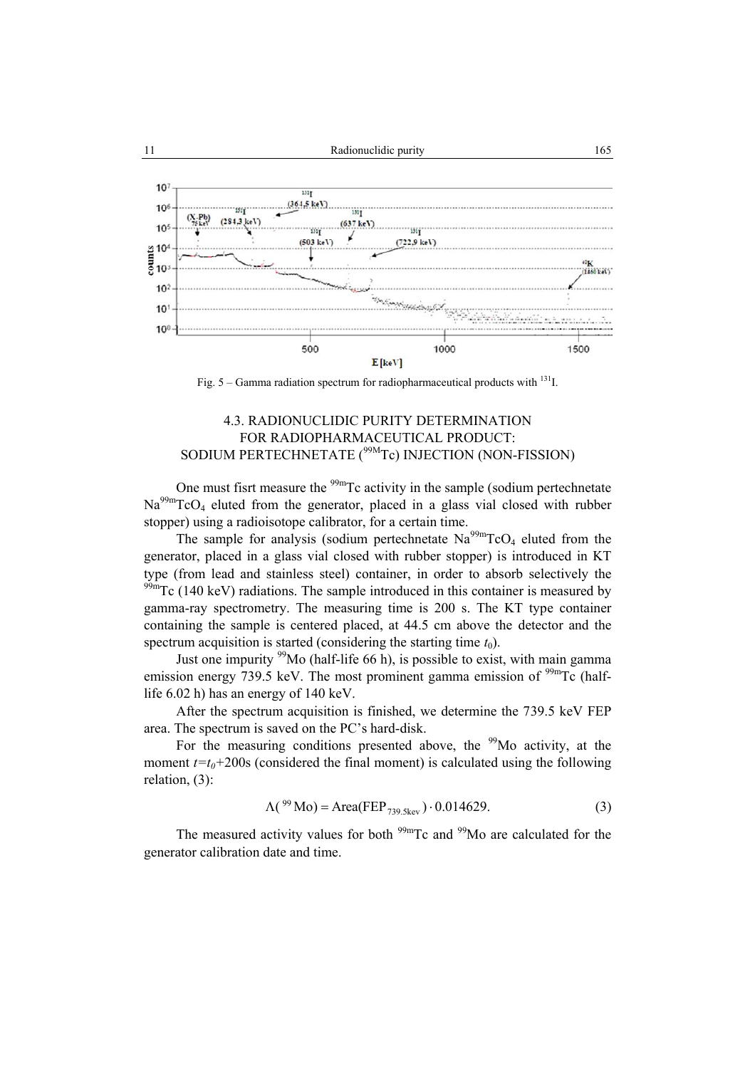Fig. 5 – Gamma radiation spectrum for radiopharmaceutical products with $^{131}I$.

### 4.3. RADIONUCLIDIC PURITY DETERMINATION FOR RADIOPHARMACEUTICAL PRODUCT: SODIUM PERTECHNETATE ($^{99M}Tc$) INJECTION (NON-FISSION)

One must fisrt measure the $^{99m}Tc$ activity in the sample (sodium pertechnetate $Na^{99m}TcO_4$ eluted from the generator, placed in a glass vial closed with rubber stopper) using a radioisotope calibrator, for a certain time.

The sample for analysis (sodium pertechnetate $Na^{99m}TcO_4$ eluted from the generator, placed in a glass vial closed with rubber stopper) is introduced in KT type (from lead and stainless steel) container, in order to absorb selectively the $^{99m}Tc$ (140 keV) radiations. The sample introduced in this container is measured by gamma-ray spectrometry. The measuring time is 200 s. The KT type container containing the sample is centered placed, at 44.5 cm above the detector and the spectrum acquisition is started (considering the starting time $t_0$).

Just one impurity $^{99}Mo$ (half-life 66 h), is possible to exist, with main gamma emission energy 739.5 keV. The most prominent gamma emission of $^{99m}Tc$ (half-life 6.02 h) has an energy of 140 keV.

After the spectrum acquisition is finished, we determine the 739.5 keV FEP area. The spectrum is saved on the PC's hard-disk.

For the measuring conditions presented above, the $^{99}Mo$ activity, at the moment $t=t_0+200s$ (considered the final moment) is calculated using the following relation, (3):

$$\Lambda(^{99}\mathrm{Mo}) = \mathrm{Area}(\mathrm{FEP}_{739.5\mathrm{kev}}) \cdot 0.014629. \tag{3}$$

The measured activity values for both $^{99m}Tc$ and $^{99}Mo$ are calculated for the generator calibration date and time.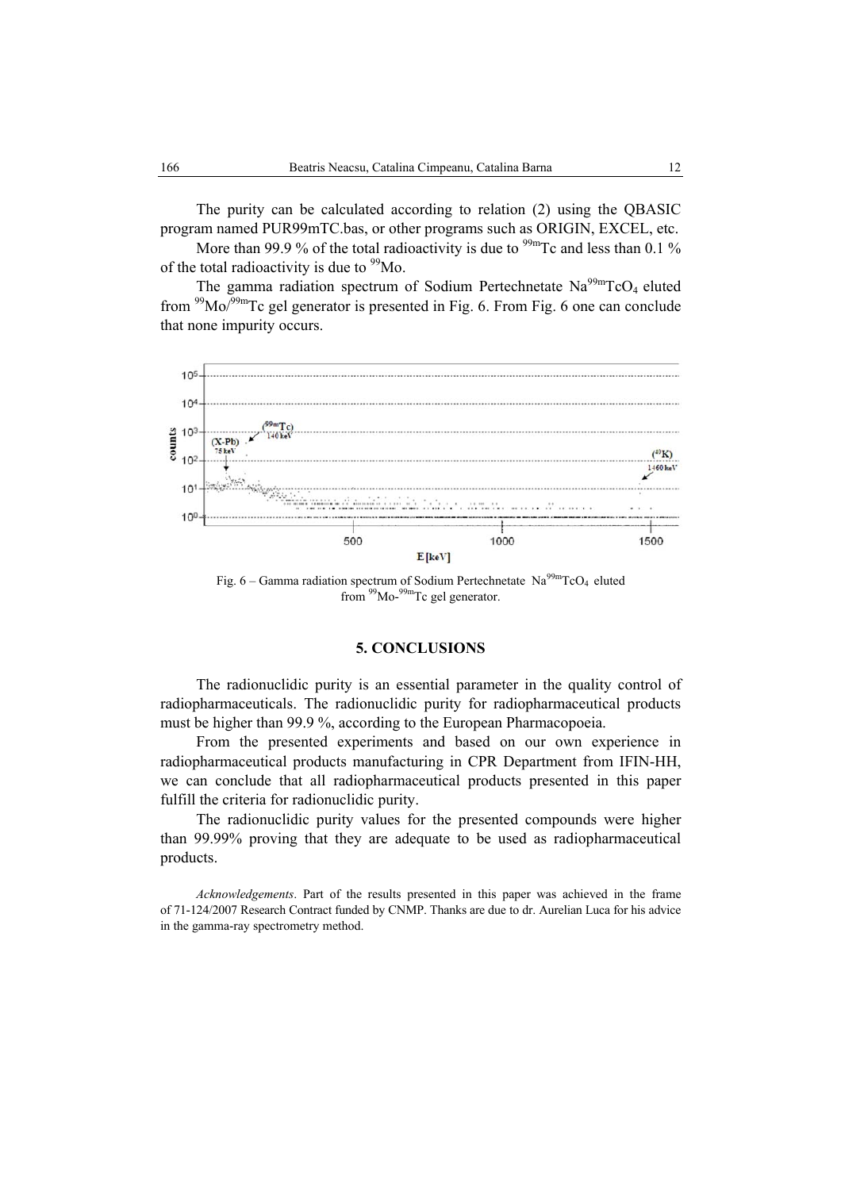The purity can be calculated according to relation (2) using the QBASIC program named PUR99mTC.bas, or other programs such as ORIGIN, EXCEL, etc.

More than 99.9 % of the total radioactivity is due to $^{99m}$Tc and less than 0.1 % of the total radioactivity is due to $^{99}$Mo.

The gamma radiation spectrum of Sodium Pertechnetate Na$^{99m}$TcO$_4$ eluted from $^{99}$Mo/$^{99m}$Tc gel generator is presented in Fig. 6. From Fig. 6 one can conclude that none impurity occurs.

Fig. 6 – Gamma radiation spectrum of Sodium Pertechnetate Na$^{99m}$TcO$_4$ eluted from $^{99}$Mo-$^{99m}$Tc gel generator.

## 5. CONCLUSIONS

The radionuclidic purity is an essential parameter in the quality control of radiopharmaceuticals. The radionuclidic purity for radiopharmaceutical products must be higher than 99.9 %, according to the European Pharmacopoeia.

From the presented experiments and based on our own experience in radiopharmaceutical products manufacturing in CPR Department from IFIN-HH, we can conclude that all radiopharmaceutical products presented in this paper fulfill the criteria for radionuclidic purity.

The radionuclidic purity values for the presented compounds were higher than 99.99% proving that they are adequate to be used as radiopharmaceutical products.

*Acknowledgements*. Part of the results presented in this paper was achieved in the frame of 71-124/2007 Research Contract funded by CNMP. Thanks are due to dr. Aurelian Luca for his advice in the gamma-ray spectrometry method.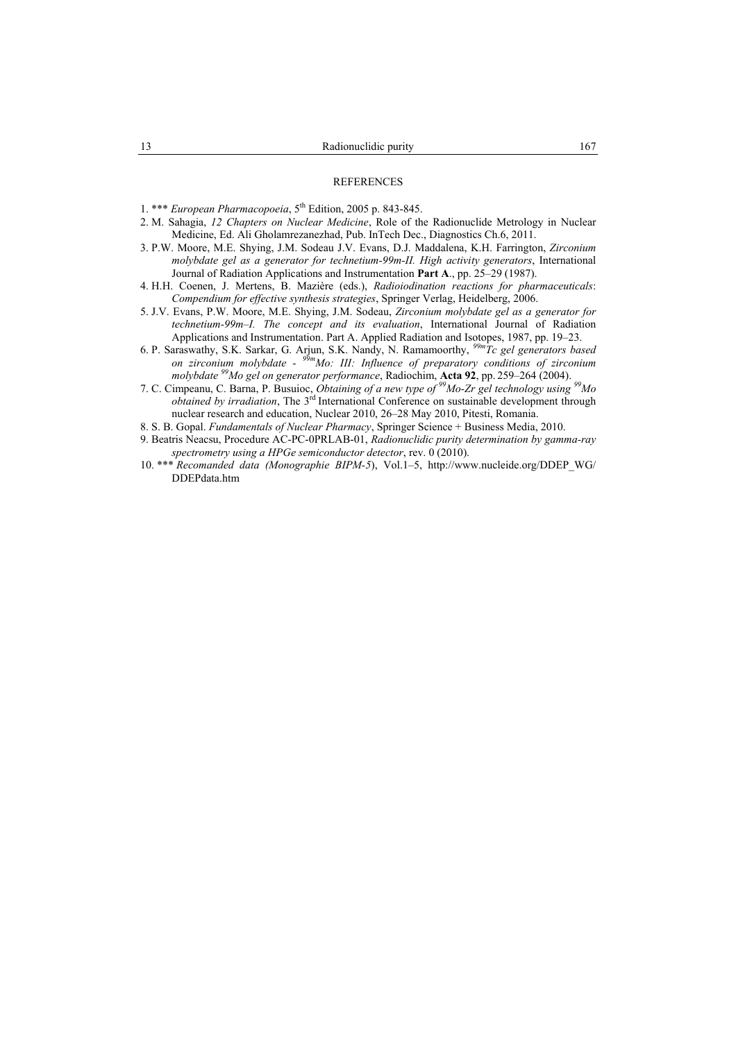## REFERENCES

1. *** *European Pharmacopoeia*, 5th Edition, 2005 p. 843-845.
2. M. Sahagia, *12 Chapters on Nuclear Medicine*, Role of the Radionuclide Metrology in Nuclear Medicine, Ed. Ali Gholamrezanezhad, Pub. InTech Dec., Diagnostics Ch.6, 2011.
3. P.W. Moore, M.E. Shying, J.M. Sodeau J.V. Evans, D.J. Maddalena, K.H. Farrington, *Zirconium molybdate gel as a generator for technetium-99m-II. High activity generators*, International Journal of Radiation Applications and Instrumentation **Part A**., pp. 25–29 (1987).
4. H.H. Coenen, J. Mertens, B. Mazière (eds.), *Radioiodination reactions for pharmaceuticals*: *Compendium for effective synthesis strategies*, Springer Verlag, Heidelberg, 2006.
5. J.V. Evans, P.W. Moore, M.E. Shying, J.M. Sodeau, *Zirconium molybdate gel as a generator for technetium-99m–I. The concept and its evaluation*, International Journal of Radiation Applications and Instrumentation. Part A. Applied Radiation and Isotopes, 1987, pp. 19–23.
6. P. Saraswathy, S.K. Sarkar, G. Arjun, S.K. Nandy, N. Ramamoorthy, *$^{99m}$Tc gel generators based on zirconium molybdate - $^{99m}$Mo: III: Influence of preparatory conditions of zirconium molybdate $^{99}$Mo gel on generator performance*, Radiochim, **Acta 92**, pp. 259–264 (2004).
7. C. Cimpeanu, C. Barna, P. Busuioc, *Obtaining of a new type of $^{99}$Mo-Zr gel technology using $^{99}$Mo obtained by irradiation*, The 3rd International Conference on sustainable development through nuclear research and education, Nuclear 2010, 26–28 May 2010, Pitesti, Romania.
8. S. B. Gopal. *Fundamentals of Nuclear Pharmacy*, Springer Science + Business Media, 2010.
9. Beatris Neacsu, Procedure AC-PC-0PRLAB-01, *Radionuclidic purity determination by gamma-ray spectrometry using a HPGe semiconductor detector*, rev. 0 (2010).
10. *** *Recomanded data (Monographie BIPM-5*), Vol.1–5, http://www.nucleide.org/DDEP_WG/DDEPdata.htm